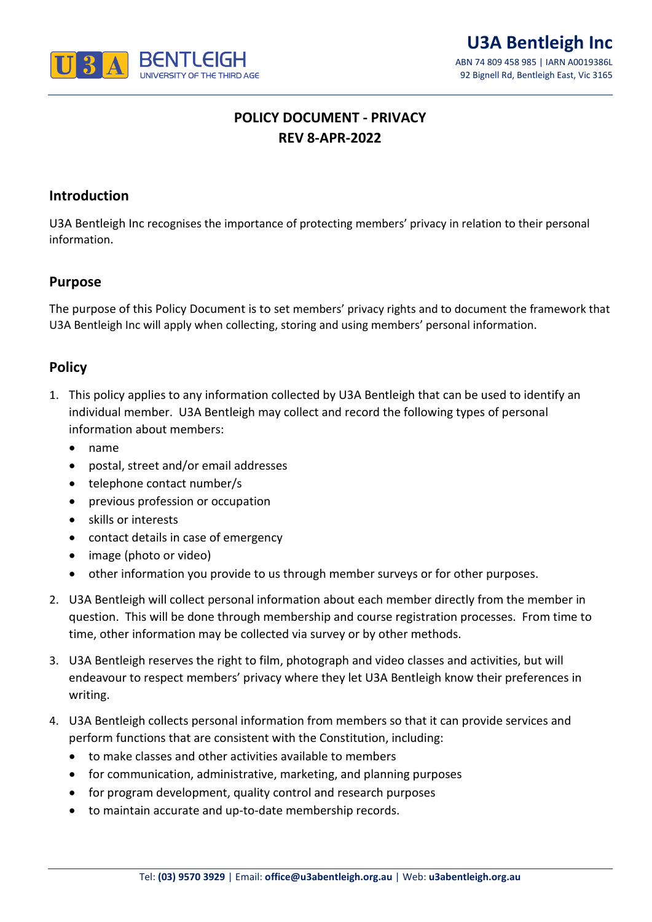# U3A Bentleigh Inc

ABN 74 809 458 985 | IARN A0019386L
92 Bignell Rd, Bentleigh East, Vic 3165

## POLICY DOCUMENT - PRIVACY
## REV 8-APR-2022

### Introduction

U3A Bentleigh Inc recognises the importance of protecting members' privacy in relation to their personal information.

### Purpose

The purpose of this Policy Document is to set members' privacy rights and to document the framework that U3A Bentleigh Inc will apply when collecting, storing and using members' personal information.

### Policy

1. This policy applies to any information collected by U3A Bentleigh that can be used to identify an individual member. U3A Bentleigh may collect and record the following types of personal information about members:
   - name
   - postal, street and/or email addresses
   - telephone contact number/s
   - previous profession or occupation
   - skills or interests
   - contact details in case of emergency
   - image (photo or video)
   - other information you provide to us through member surveys or for other purposes.

2. U3A Bentleigh will collect personal information about each member directly from the member in question. This will be done through membership and course registration processes. From time to time, other information may be collected via survey or by other methods.

3. U3A Bentleigh reserves the right to film, photograph and video classes and activities, but will endeavour to respect members' privacy where they let U3A Bentleigh know their preferences in writing.

4. U3A Bentleigh collects personal information from members so that it can provide services and perform functions that are consistent with the Constitution, including:
   - to make classes and other activities available to members
   - for communication, administrative, marketing, and planning purposes
   - for program development, quality control and research purposes
   - to maintain accurate and up-to-date membership records.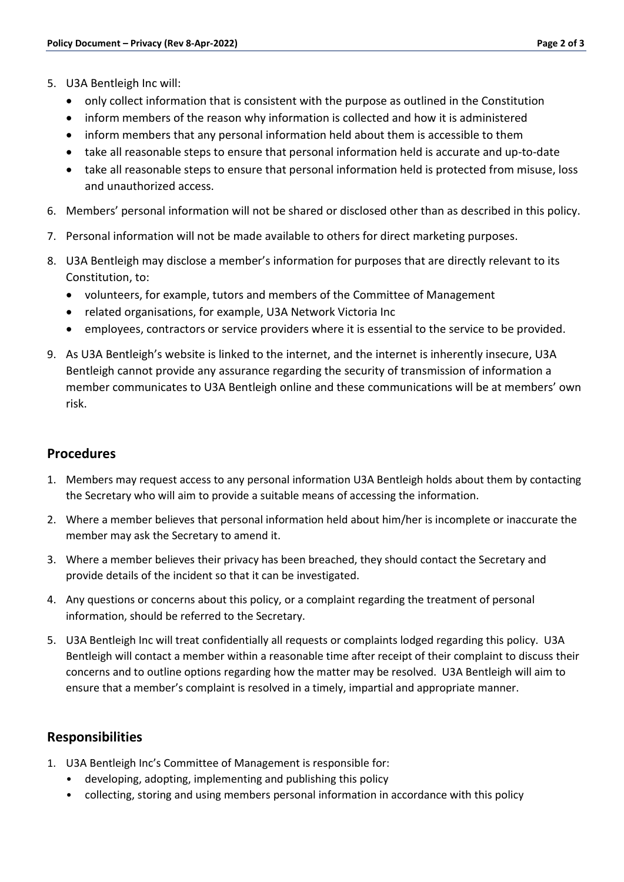5. U3A Bentleigh Inc will:
   - only collect information that is consistent with the purpose as outlined in the Constitution
   - inform members of the reason why information is collected and how it is administered
   - inform members that any personal information held about them is accessible to them
   - take all reasonable steps to ensure that personal information held is accurate and up-to-date
   - take all reasonable steps to ensure that personal information held is protected from misuse, loss and unauthorized access.
6. Members' personal information will not be shared or disclosed other than as described in this policy.
7. Personal information will not be made available to others for direct marketing purposes.
8. U3A Bentleigh may disclose a member's information for purposes that are directly relevant to its Constitution, to:
   - volunteers, for example, tutors and members of the Committee of Management
   - related organisations, for example, U3A Network Victoria Inc
   - employees, contractors or service providers where it is essential to the service to be provided.
9. As U3A Bentleigh's website is linked to the internet, and the internet is inherently insecure, U3A Bentleigh cannot provide any assurance regarding the security of transmission of information a member communicates to U3A Bentleigh online and these communications will be at members' own risk.

## Procedures

1. Members may request access to any personal information U3A Bentleigh holds about them by contacting the Secretary who will aim to provide a suitable means of accessing the information.
2. Where a member believes that personal information held about him/her is incomplete or inaccurate the member may ask the Secretary to amend it.
3. Where a member believes their privacy has been breached, they should contact the Secretary and provide details of the incident so that it can be investigated.
4. Any questions or concerns about this policy, or a complaint regarding the treatment of personal information, should be referred to the Secretary.
5. U3A Bentleigh Inc will treat confidentially all requests or complaints lodged regarding this policy. U3A Bentleigh will contact a member within a reasonable time after receipt of their complaint to discuss their concerns and to outline options regarding how the matter may be resolved. U3A Bentleigh will aim to ensure that a member's complaint is resolved in a timely, impartial and appropriate manner.

## Responsibilities

1. U3A Bentleigh Inc's Committee of Management is responsible for:
   - developing, adopting, implementing and publishing this policy
   - collecting, storing and using members personal information in accordance with this policy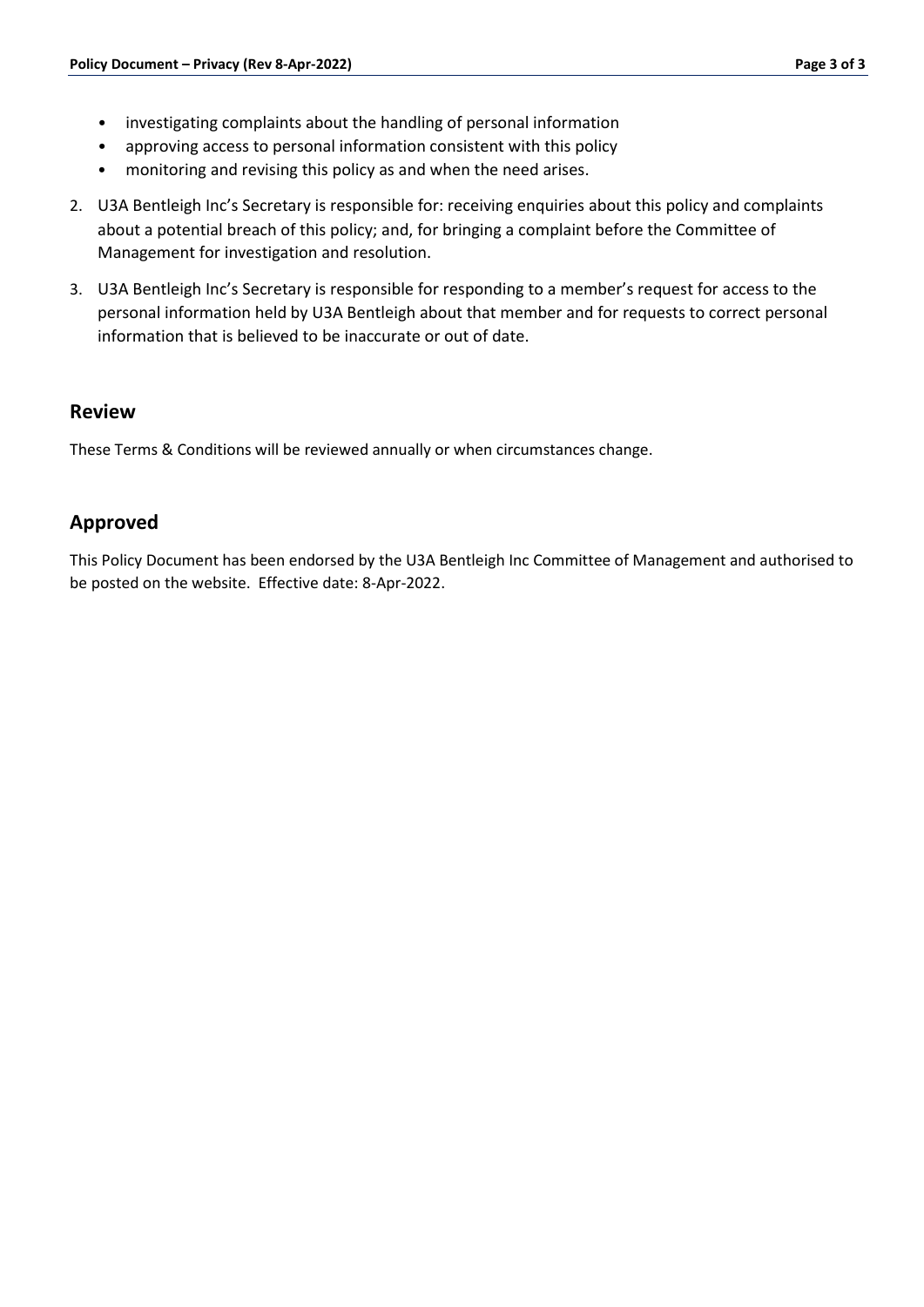- investigating complaints about the handling of personal information
- approving access to personal information consistent with this policy
- monitoring and revising this policy as and when the need arises.

2. U3A Bentleigh Inc's Secretary is responsible for: receiving enquiries about this policy and complaints about a potential breach of this policy; and, for bringing a complaint before the Committee of Management for investigation and resolution.
3. U3A Bentleigh Inc's Secretary is responsible for responding to a member's request for access to the personal information held by U3A Bentleigh about that member and for requests to correct personal information that is believed to be inaccurate or out of date.

## Review

These Terms & Conditions will be reviewed annually or when circumstances change.

## Approved

This Policy Document has been endorsed by the U3A Bentleigh Inc Committee of Management and authorised to be posted on the website. Effective date: 8-Apr-2022.